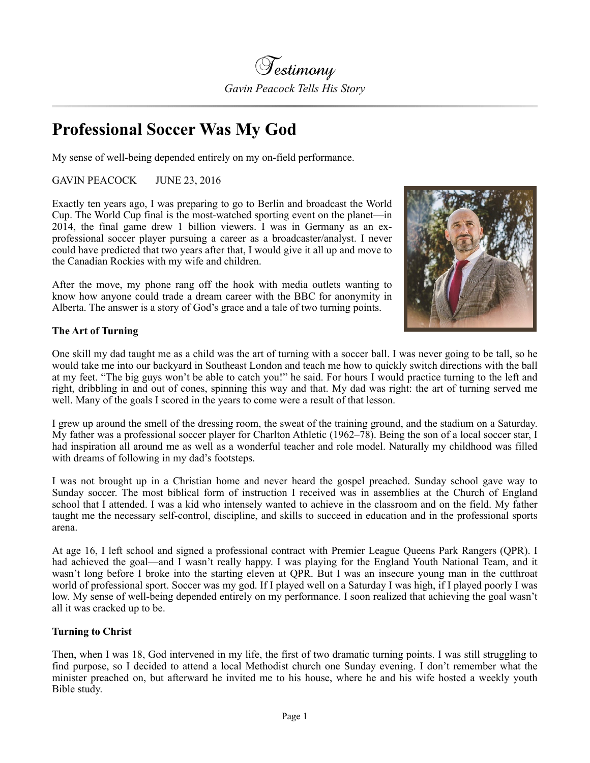# Testimony

*Gavin Peacock Tells His Story*

## Professional Soccer Was My God

My sense of well-being depended entirely on my on-field performance.

GAVIN PEACOCK JUNE 23, 2016

Exactly ten years ago, I was preparing to go to Berlin and broadcast the World Cup. The World Cup final is the most-watched sporting event on the planet—in 2014, the final game drew 1 billion viewers. I was in Germany as an ex-professional soccer player pursuing a career as a broadcaster/analyst. I never could have predicted that two years after that, I would give it all up and move to the Canadian Rockies with my wife and children.

After the move, my phone rang off the hook with media outlets wanting to know how anyone could trade a dream career with the BBC for anonymity in Alberta. The answer is a story of God's grace and a tale of two turning points.

**The Art of Turning**

One skill my dad taught me as a child was the art of turning with a soccer ball. I was never going to be tall, so he would take me into our backyard in Southeast London and teach me how to quickly switch directions with the ball at my feet. "The big guys won't be able to catch you!" he said. For hours I would practice turning to the left and right, dribbling in and out of cones, spinning this way and that. My dad was right: the art of turning served me well. Many of the goals I scored in the years to come were a result of that lesson.

I grew up around the smell of the dressing room, the sweat of the training ground, and the stadium on a Saturday. My father was a professional soccer player for Charlton Athletic (1962–78). Being the son of a local soccer star, I had inspiration all around me as well as a wonderful teacher and role model. Naturally my childhood was filled with dreams of following in my dad's footsteps.

I was not brought up in a Christian home and never heard the gospel preached. Sunday school gave way to Sunday soccer. The most biblical form of instruction I received was in assemblies at the Church of England school that I attended. I was a kid who intensely wanted to achieve in the classroom and on the field. My father taught me the necessary self-control, discipline, and skills to succeed in education and in the professional sports arena.

At age 16, I left school and signed a professional contract with Premier League Queens Park Rangers (QPR). I had achieved the goal—and I wasn't really happy. I was playing for the England Youth National Team, and it wasn't long before I broke into the starting eleven at QPR. But I was an insecure young man in the cutthroat world of professional sport. Soccer was my god. If I played well on a Saturday I was high, if I played poorly I was low. My sense of well-being depended entirely on my performance. I soon realized that achieving the goal wasn't all it was cracked up to be.

**Turning to Christ**

Then, when I was 18, God intervened in my life, the first of two dramatic turning points. I was still struggling to find purpose, so I decided to attend a local Methodist church one Sunday evening. I don't remember what the minister preached on, but afterward he invited me to his house, where he and his wife hosted a weekly youth Bible study.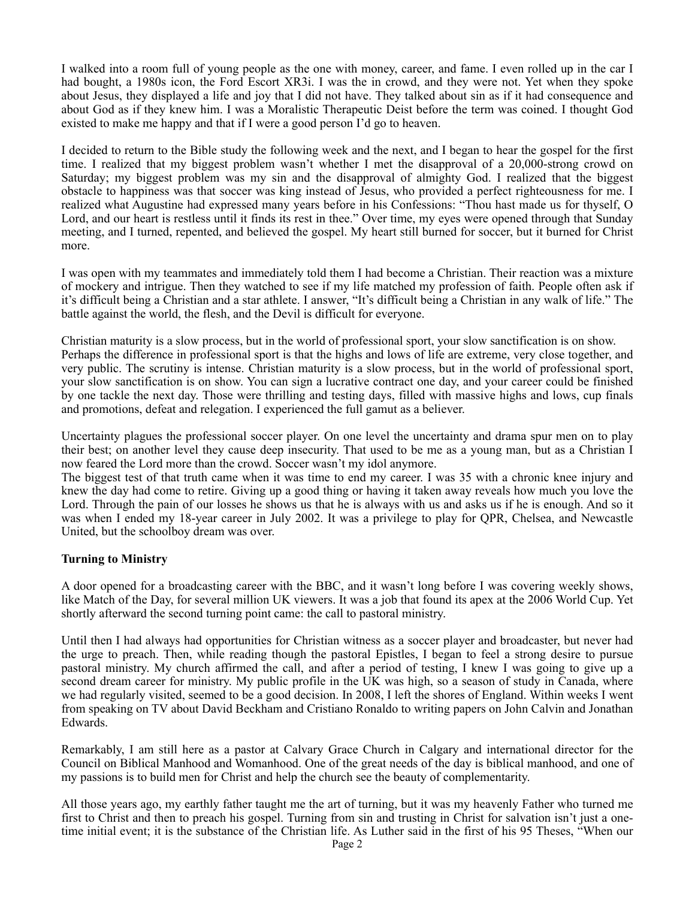I walked into a room full of young people as the one with money, career, and fame. I even rolled up in the car I had bought, a 1980s icon, the Ford Escort XR3i. I was the in crowd, and they were not. Yet when they spoke about Jesus, they displayed a life and joy that I did not have. They talked about sin as if it had consequence and about God as if they knew him. I was a Moralistic Therapeutic Deist before the term was coined. I thought God existed to make me happy and that if I were a good person I'd go to heaven.

I decided to return to the Bible study the following week and the next, and I began to hear the gospel for the first time. I realized that my biggest problem wasn't whether I met the disapproval of a 20,000-strong crowd on Saturday; my biggest problem was my sin and the disapproval of almighty God. I realized that the biggest obstacle to happiness was that soccer was king instead of Jesus, who provided a perfect righteousness for me. I realized what Augustine had expressed many years before in his Confessions: "Thou hast made us for thyself, O Lord, and our heart is restless until it finds its rest in thee." Over time, my eyes were opened through that Sunday meeting, and I turned, repented, and believed the gospel. My heart still burned for soccer, but it burned for Christ more.

I was open with my teammates and immediately told them I had become a Christian. Their reaction was a mixture of mockery and intrigue. Then they watched to see if my life matched my profession of faith. People often ask if it's difficult being a Christian and a star athlete. I answer, "It's difficult being a Christian in any walk of life." The battle against the world, the flesh, and the Devil is difficult for everyone.

Christian maturity is a slow process, but in the world of professional sport, your slow sanctification is on show. Perhaps the difference in professional sport is that the highs and lows of life are extreme, very close together, and very public. The scrutiny is intense. Christian maturity is a slow process, but in the world of professional sport, your slow sanctification is on show. You can sign a lucrative contract one day, and your career could be finished by one tackle the next day. Those were thrilling and testing days, filled with massive highs and lows, cup finals and promotions, defeat and relegation. I experienced the full gamut as a believer.

Uncertainty plagues the professional soccer player. On one level the uncertainty and drama spur men on to play their best; on another level they cause deep insecurity. That used to be me as a young man, but as a Christian I now feared the Lord more than the crowd. Soccer wasn't my idol anymore.

The biggest test of that truth came when it was time to end my career. I was 35 with a chronic knee injury and knew the day had come to retire. Giving up a good thing or having it taken away reveals how much you love the Lord. Through the pain of our losses he shows us that he is always with us and asks us if he is enough. And so it was when I ended my 18-year career in July 2002. It was a privilege to play for QPR, Chelsea, and Newcastle United, but the schoolboy dream was over.

**Turning to Ministry**

A door opened for a broadcasting career with the BBC, and it wasn't long before I was covering weekly shows, like Match of the Day, for several million UK viewers. It was a job that found its apex at the 2006 World Cup. Yet shortly afterward the second turning point came: the call to pastoral ministry.

Until then I had always had opportunities for Christian witness as a soccer player and broadcaster, but never had the urge to preach. Then, while reading though the pastoral Epistles, I began to feel a strong desire to pursue pastoral ministry. My church affirmed the call, and after a period of testing, I knew I was going to give up a second dream career for ministry. My public profile in the UK was high, so a season of study in Canada, where we had regularly visited, seemed to be a good decision. In 2008, I left the shores of England. Within weeks I went from speaking on TV about David Beckham and Cristiano Ronaldo to writing papers on John Calvin and Jonathan Edwards.

Remarkably, I am still here as a pastor at Calvary Grace Church in Calgary and international director for the Council on Biblical Manhood and Womanhood. One of the great needs of the day is biblical manhood, and one of my passions is to build men for Christ and help the church see the beauty of complementarity.

All those years ago, my earthly father taught me the art of turning, but it was my heavenly Father who turned me first to Christ and then to preach his gospel. Turning from sin and trusting in Christ for salvation isn't just a one-time initial event; it is the substance of the Christian life. As Luther said in the first of his 95 Theses, "When our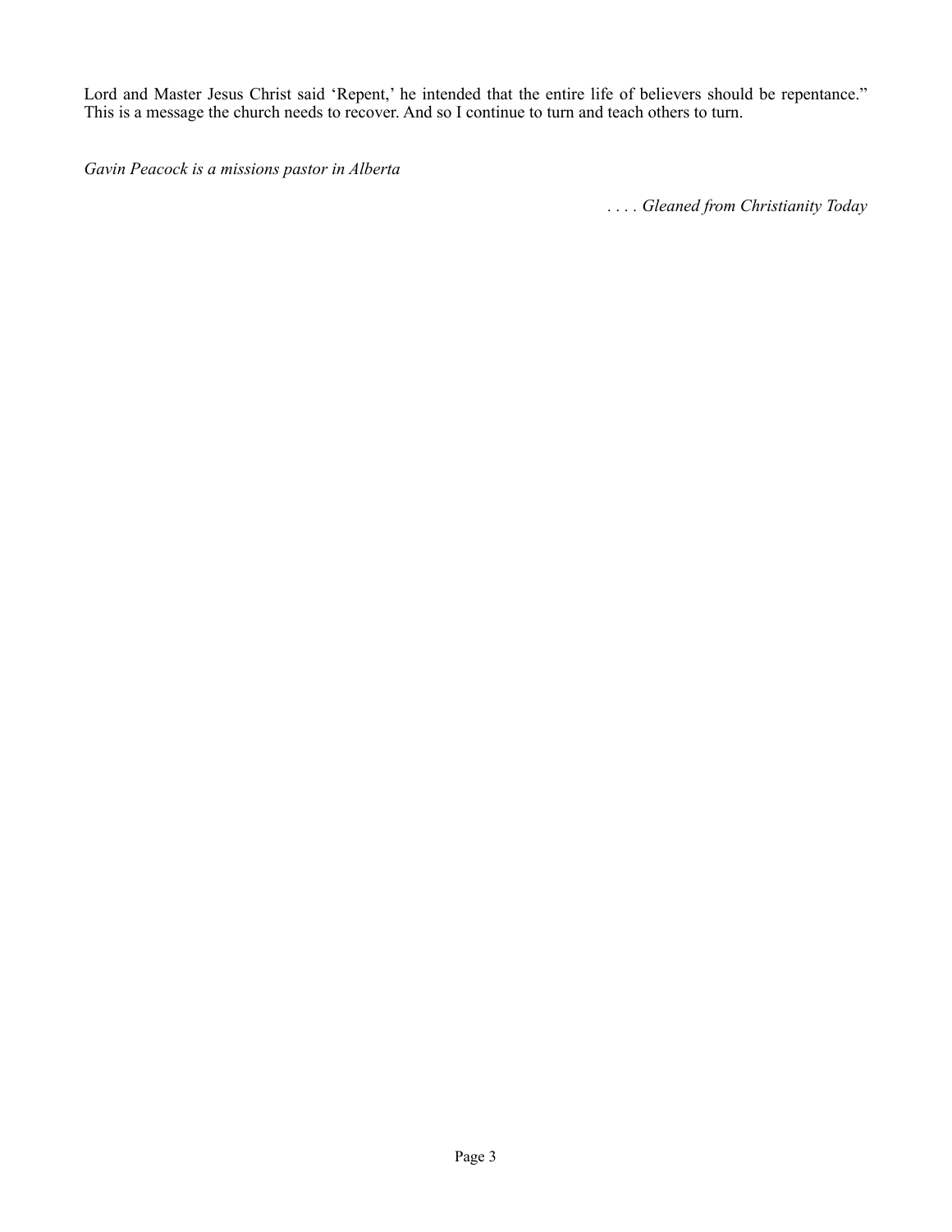Lord and Master Jesus Christ said 'Repent,' he intended that the entire life of believers should be repentance." This is a message the church needs to recover. And so I continue to turn and teach others to turn.

*Gavin Peacock is a missions pastor in Alberta*

. . . . *Gleaned from Christianity Today*